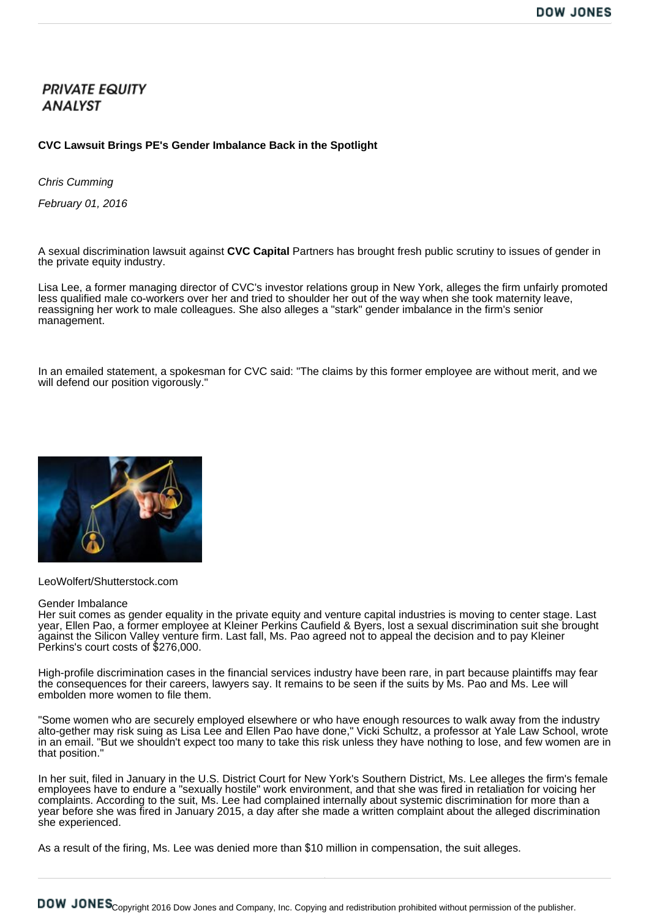**PRIVATE EQUITY ANALYST**

# CVC Lawsuit Brings PE's Gender Imbalance Back in the Spotlight

*Chris Cumming*

*February 01, 2016*

A sexual discrimination lawsuit against **CVC Capital** Partners has brought fresh public scrutiny to issues of gender in the private equity industry.

Lisa Lee, a former managing director of CVC's investor relations group in New York, alleges the firm unfairly promoted less qualified male co-workers over her and tried to shoulder her out of the way when she took maternity leave, reassigning her work to male colleagues. She also alleges a "stark" gender imbalance in the firm's senior management.

In an emailed statement, a spokesman for CVC said: "The claims by this former employee are without merit, and we will defend our position vigorously."

LeoWolfert/Shutterstock.com

## Gender Imbalance

Her suit comes as gender equality in the private equity and venture capital industries is moving to center stage. Last year, Ellen Pao, a former employee at Kleiner Perkins Caufield & Byers, lost a sexual discrimination suit she brought against the Silicon Valley venture firm. Last fall, Ms. Pao agreed not to appeal the decision and to pay Kleiner Perkins's court costs of $276,000.

High-profile discrimination cases in the financial services industry have been rare, in part because plaintiffs may fear the consequences for their careers, lawyers say. It remains to be seen if the suits by Ms. Pao and Ms. Lee will embolden more women to file them.

"Some women who are securely employed elsewhere or who have enough resources to walk away from the industry alto-gether may risk suing as Lisa Lee and Ellen Pao have done," Vicki Schultz, a professor at Yale Law School, wrote in an email. "But we shouldn't expect too many to take this risk unless they have nothing to lose, and few women are in that position."

In her suit, filed in January in the U.S. District Court for New York's Southern District, Ms. Lee alleges the firm's female employees have to endure a "sexually hostile" work environment, and that she was fired in retaliation for voicing her complaints. According to the suit, Ms. Lee had complained internally about systemic discrimination for more than a year before she was fired in January 2015, a day after she made a written complaint about the alleged discrimination she experienced.

As a result of the firing, Ms. Lee was denied more than $10 million in compensation, the suit alleges.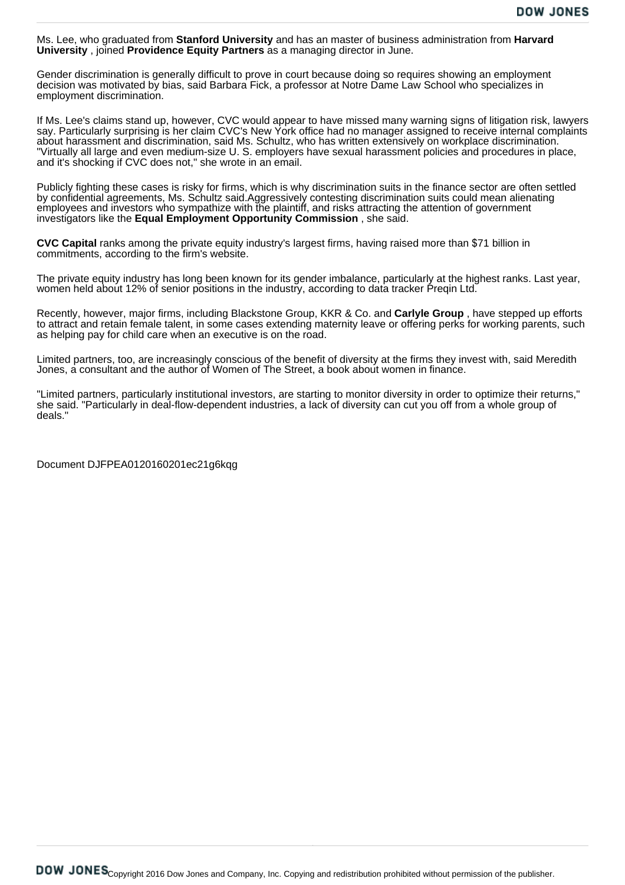Ms. Lee, who graduated from **Stanford University** and has an master of business administration from **Harvard University** , joined **Providence Equity Partners** as a managing director in June.

Gender discrimination is generally difficult to prove in court because doing so requires showing an employment decision was motivated by bias, said Barbara Fick, a professor at Notre Dame Law School who specializes in employment discrimination.

If Ms. Lee's claims stand up, however, CVC would appear to have missed many warning signs of litigation risk, lawyers say. Particularly surprising is her claim CVC's New York office had no manager assigned to receive internal complaints about harassment and discrimination, said Ms. Schultz, who has written extensively on workplace discrimination. "Virtually all large and even medium-size U. S. employers have sexual harassment policies and procedures in place, and it's shocking if CVC does not," she wrote in an email.

Publicly fighting these cases is risky for firms, which is why discrimination suits in the finance sector are often settled by confidential agreements, Ms. Schultz said.Aggressively contesting discrimination suits could mean alienating employees and investors who sympathize with the plaintiff, and risks attracting the attention of government investigators like the **Equal Employment Opportunity Commission** , she said.

**CVC Capital** ranks among the private equity industry's largest firms, having raised more than $71 billion in commitments, according to the firm's website.

The private equity industry has long been known for its gender imbalance, particularly at the highest ranks. Last year, women held about 12% of senior positions in the industry, according to data tracker Preqin Ltd.

Recently, however, major firms, including Blackstone Group, KKR & Co. and **Carlyle Group** , have stepped up efforts to attract and retain female talent, in some cases extending maternity leave or offering perks for working parents, such as helping pay for child care when an executive is on the road.

Limited partners, too, are increasingly conscious of the benefit of diversity at the firms they invest with, said Meredith Jones, a consultant and the author of Women of The Street, a book about women in finance.

"Limited partners, particularly institutional investors, are starting to monitor diversity in order to optimize their returns," she said. "Particularly in deal-flow-dependent industries, a lack of diversity can cut you off from a whole group of deals."

Document DJFPEA0120160201ec21g6kqg